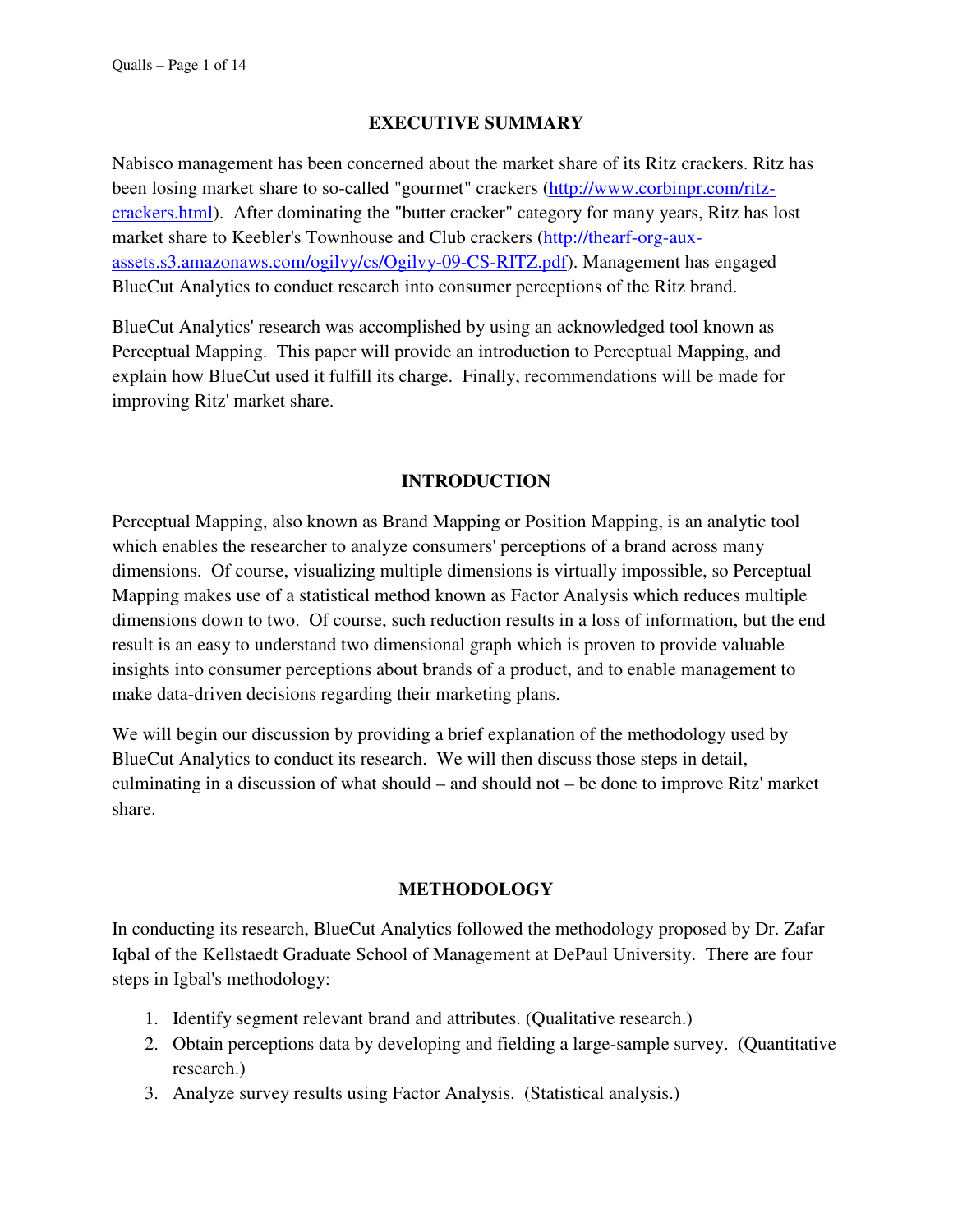## EXECUTIVE SUMMARY

Nabisco management has been concerned about the market share of its Ritz crackers. Ritz has been losing market share to so-called "gourmet" crackers (http://www.corbinpr.com/ritz-crackers.html). After dominating the "butter cracker" category for many years, Ritz has lost market share to Keebler's Townhouse and Club crackers (http://thearf-org-aux-assets.s3.amazonaws.com/ogilvy/cs/Ogilvy-09-CS-RITZ.pdf). Management has engaged BlueCut Analytics to conduct research into consumer perceptions of the Ritz brand.

BlueCut Analytics' research was accomplished by using an acknowledged tool known as Perceptual Mapping. This paper will provide an introduction to Perceptual Mapping, and explain how BlueCut used it fulfill its charge. Finally, recommendations will be made for improving Ritz' market share.

## INTRODUCTION

Perceptual Mapping, also known as Brand Mapping or Position Mapping, is an analytic tool which enables the researcher to analyze consumers' perceptions of a brand across many dimensions. Of course, visualizing multiple dimensions is virtually impossible, so Perceptual Mapping makes use of a statistical method known as Factor Analysis which reduces multiple dimensions down to two. Of course, such reduction results in a loss of information, but the end result is an easy to understand two dimensional graph which is proven to provide valuable insights into consumer perceptions about brands of a product, and to enable management to make data-driven decisions regarding their marketing plans.

We will begin our discussion by providing a brief explanation of the methodology used by BlueCut Analytics to conduct its research. We will then discuss those steps in detail, culminating in a discussion of what should – and should not – be done to improve Ritz' market share.

## METHODOLOGY

In conducting its research, BlueCut Analytics followed the methodology proposed by Dr. Zafar Iqbal of the Kellstaedt Graduate School of Management at DePaul University. There are four steps in Igbal's methodology:

1. Identify segment relevant brand and attributes. (Qualitative research.)
2. Obtain perceptions data by developing and fielding a large-sample survey. (Quantitative research.)
3. Analyze survey results using Factor Analysis. (Statistical analysis.)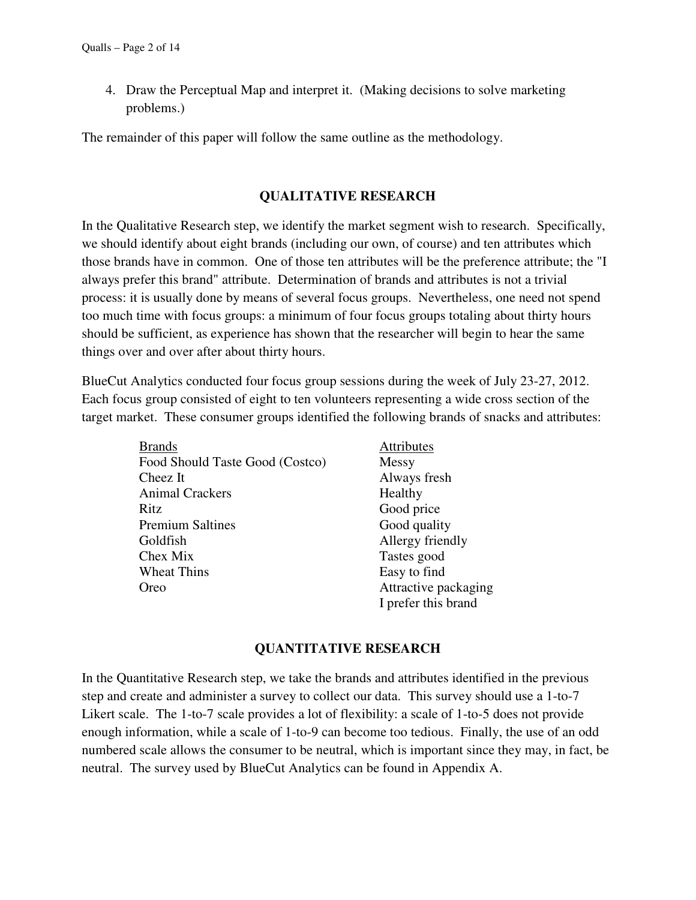4. Draw the Perceptual Map and interpret it. (Making decisions to solve marketing problems.)

The remainder of this paper will follow the same outline as the methodology.

## QUALITATIVE RESEARCH

In the Qualitative Research step, we identify the market segment wish to research. Specifically, we should identify about eight brands (including our own, of course) and ten attributes which those brands have in common. One of those ten attributes will be the preference attribute; the "I always prefer this brand" attribute. Determination of brands and attributes is not a trivial process: it is usually done by means of several focus groups. Nevertheless, one need not spend too much time with focus groups: a minimum of four focus groups totaling about thirty hours should be sufficient, as experience has shown that the researcher will begin to hear the same things over and over after about thirty hours.

BlueCut Analytics conducted four focus group sessions during the week of July 23-27, 2012. Each focus group consisted of eight to ten volunteers representing a wide cross section of the target market. These consumer groups identified the following brands of snacks and attributes:

| Brands | Attributes |
|---|---|
| Food Should Taste Good (Costco) | Messy |
| Cheez It | Always fresh |
| Animal Crackers | Healthy |
| Ritz | Good price |
| Premium Saltines | Good quality |
| Goldfish | Allergy friendly |
| Chex Mix | Tastes good |
| Wheat Thins | Easy to find |
| Oreo | Attractive packaging |
| | I prefer this brand |

## QUANTITATIVE RESEARCH

In the Quantitative Research step, we take the brands and attributes identified in the previous step and create and administer a survey to collect our data. This survey should use a 1-to-7 Likert scale. The 1-to-7 scale provides a lot of flexibility: a scale of 1-to-5 does not provide enough information, while a scale of 1-to-9 can become too tedious. Finally, the use of an odd numbered scale allows the consumer to be neutral, which is important since they may, in fact, be neutral. The survey used by BlueCut Analytics can be found in Appendix A.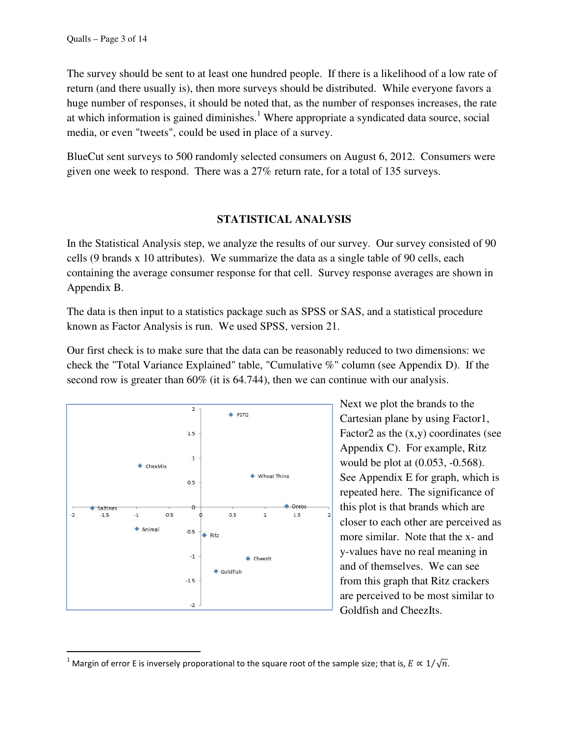The survey should be sent to at least one hundred people. If there is a likelihood of a low rate of return (and there usually is), then more surveys should be distributed. While everyone favors a huge number of responses, it should be noted that, as the number of responses increases, the rate at which information is gained diminishes.[1] Where appropriate a syndicated data source, social media, or even "tweets", could be used in place of a survey.

BlueCut sent surveys to 500 randomly selected consumers on August 6, 2012. Consumers were given one week to respond. There was a 27% return rate, for a total of 135 surveys.

## STATISTICAL ANALYSIS

In the Statistical Analysis step, we analyze the results of our survey. Our survey consisted of 90 cells (9 brands x 10 attributes). We summarize the data as a single table of 90 cells, each containing the average consumer response for that cell. Survey response averages are shown in Appendix B.

The data is then input to a statistics package such as SPSS or SAS, and a statistical procedure known as Factor Analysis is run. We used SPSS, version 21.

Our first check is to make sure that the data can be reasonably reduced to two dimensions: we check the "Total Variance Explained" table, "Cumulative %" column (see Appendix D). If the second row is greater than 60% (it is 64.744), then we can continue with our analysis.

Next we plot the brands to the Cartesian plane by using Factor1, Factor2 as the (x,y) coordinates (see Appendix C). For example, Ritz would be plot at (0.053, -0.568). See Appendix E for graph, which is repeated here. The significance of this plot is that brands which are closer to each other are perceived as more similar. Note that the x- and y-values have no real meaning in and of themselves. We can see from this graph that Ritz crackers are perceived to be most similar to Goldfish and CheezIts.

---

[1] Margin of error E is inversely proporational to the square root of the sample size; that is, $E \propto 1/\sqrt{n}$.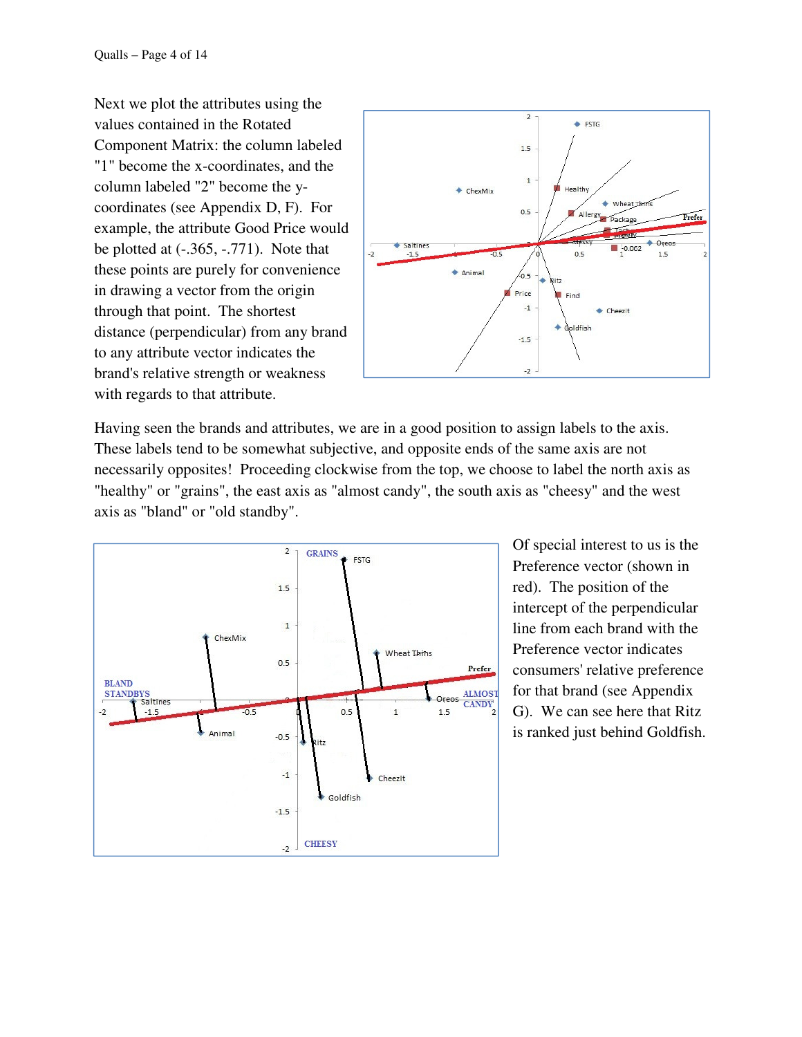Next we plot the attributes using the values contained in the Rotated Component Matrix: the column labeled "1" become the x-coordinates, and the column labeled "2" become the y-coordinates (see Appendix D, F). For example, the attribute Good Price would be plotted at (-.365, -.771). Note that these points are purely for convenience in drawing a vector from the origin through that point. The shortest distance (perpendicular) from any brand to any attribute vector indicates the brand's relative strength or weakness with regards to that attribute.

Having seen the brands and attributes, we are in a good position to assign labels to the axis. These labels tend to be somewhat subjective, and opposite ends of the same axis are not necessarily opposites! Proceeding clockwise from the top, we choose to label the north axis as "healthy" or "grains", the east axis as "almost candy", the south axis as "cheesy" and the west axis as "bland" or "old standby".

Of special interest to us is the Preference vector (shown in red). The position of the intercept of the perpendicular line from each brand with the Preference vector indicates consumers' relative preference for that brand (see Appendix G). We can see here that Ritz is ranked just behind Goldfish.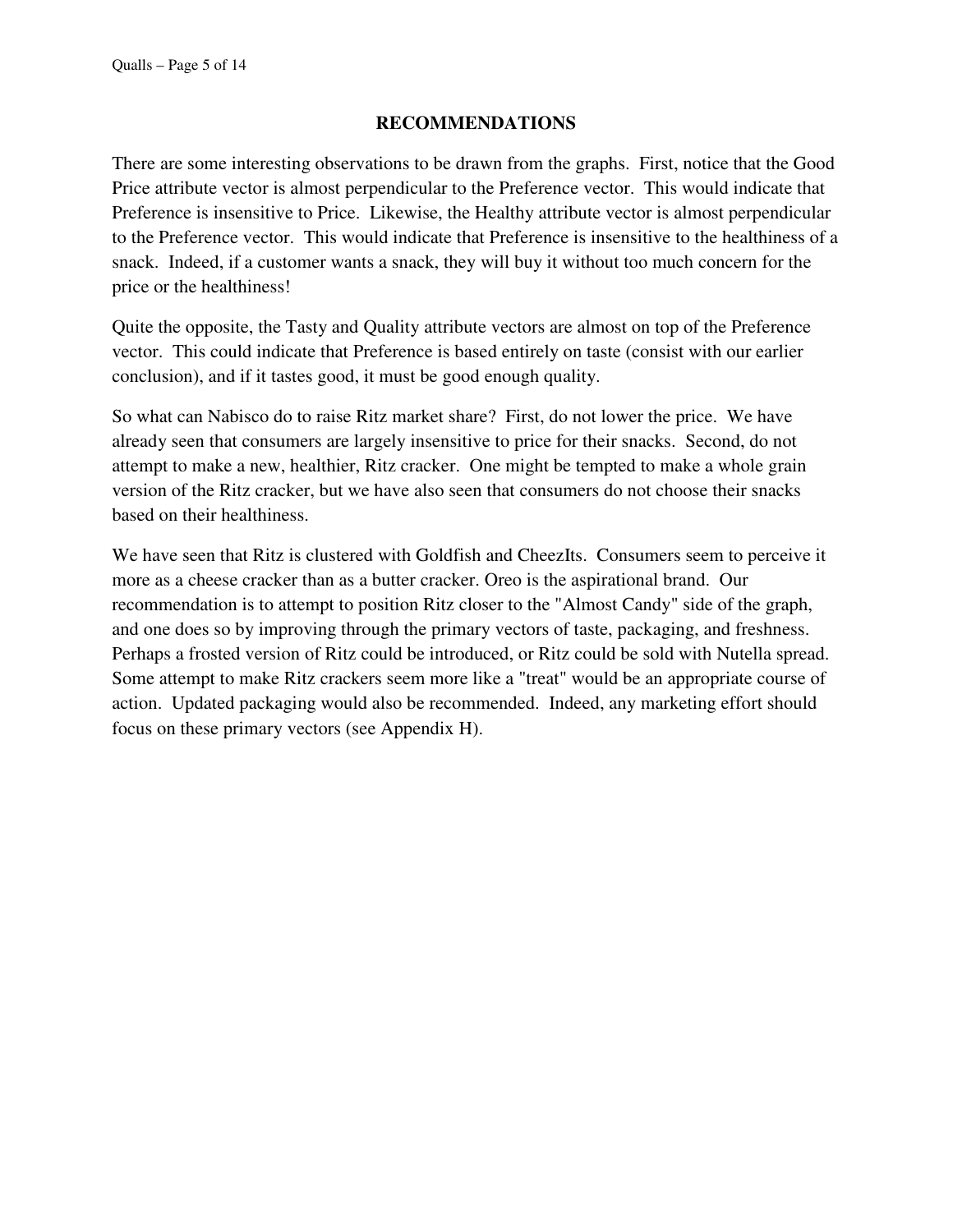## RECOMMENDATIONS

There are some interesting observations to be drawn from the graphs. First, notice that the Good Price attribute vector is almost perpendicular to the Preference vector. This would indicate that Preference is insensitive to Price. Likewise, the Healthy attribute vector is almost perpendicular to the Preference vector. This would indicate that Preference is insensitive to the healthiness of a snack. Indeed, if a customer wants a snack, they will buy it without too much concern for the price or the healthiness!

Quite the opposite, the Tasty and Quality attribute vectors are almost on top of the Preference vector. This could indicate that Preference is based entirely on taste (consist with our earlier conclusion), and if it tastes good, it must be good enough quality.

So what can Nabisco do to raise Ritz market share? First, do not lower the price. We have already seen that consumers are largely insensitive to price for their snacks. Second, do not attempt to make a new, healthier, Ritz cracker. One might be tempted to make a whole grain version of the Ritz cracker, but we have also seen that consumers do not choose their snacks based on their healthiness.

We have seen that Ritz is clustered with Goldfish and CheezIts. Consumers seem to perceive it more as a cheese cracker than as a butter cracker. Oreo is the aspirational brand. Our recommendation is to attempt to position Ritz closer to the "Almost Candy" side of the graph, and one does so by improving through the primary vectors of taste, packaging, and freshness. Perhaps a frosted version of Ritz could be introduced, or Ritz could be sold with Nutella spread. Some attempt to make Ritz crackers seem more like a "treat" would be an appropriate course of action. Updated packaging would also be recommended. Indeed, any marketing effort should focus on these primary vectors (see Appendix H).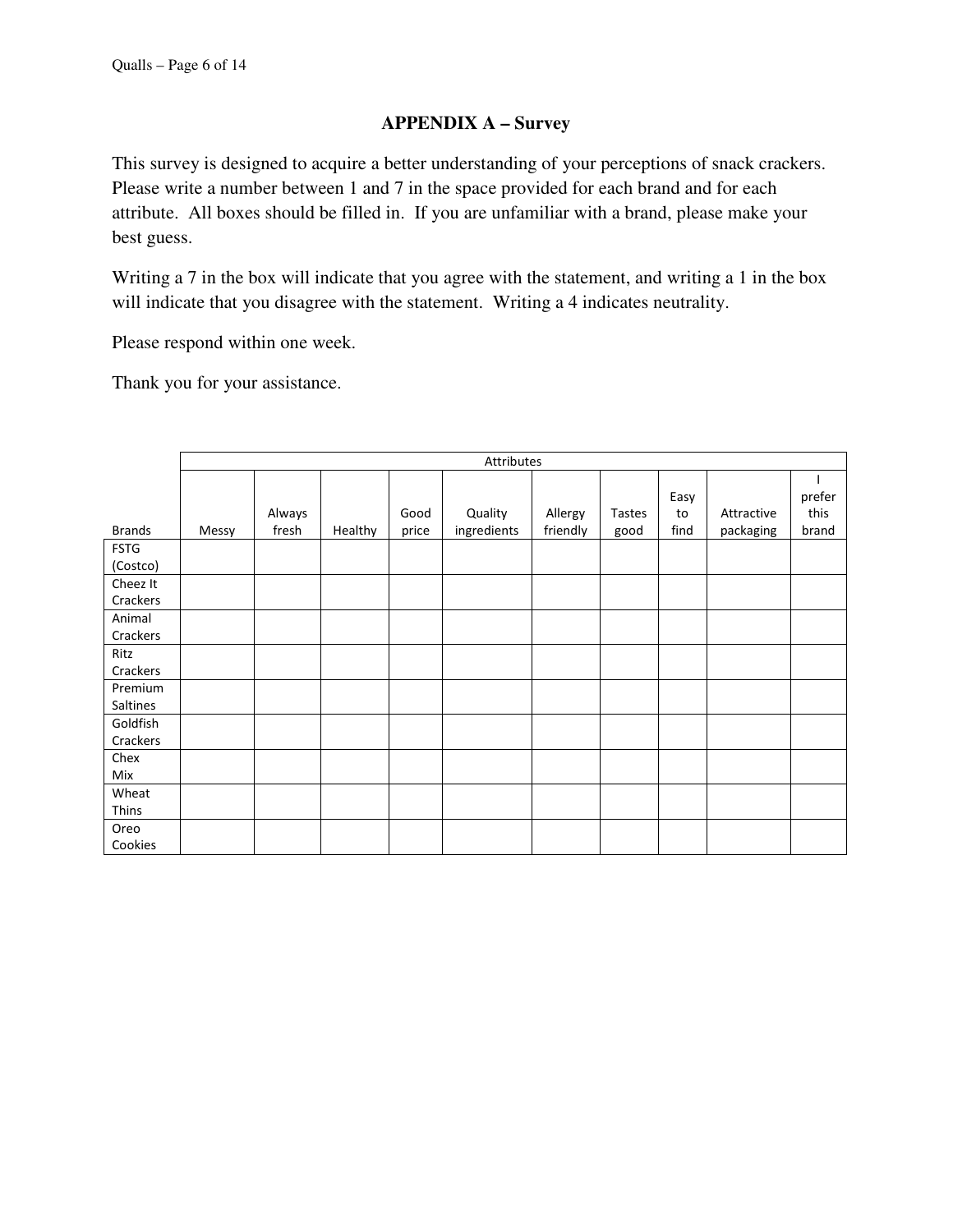## APPENDIX A – Survey

This survey is designed to acquire a better understanding of your perceptions of snack crackers. Please write a number between 1 and 7 in the space provided for each brand and for each attribute. All boxes should be filled in. If you are unfamiliar with a brand, please make your best guess.

Writing a 7 in the box will indicate that you agree with the statement, and writing a 1 in the box will indicate that you disagree with the statement. Writing a 4 indicates neutrality.

Please respond within one week.

Thank you for your assistance.

| | Attributes | | | | | | | | | |
|---|---|---|---|---|---|---|---|---|---|---|
| Brands | Messy | Always fresh | Healthy | Good price | Quality ingredients | Allergy friendly | Tastes good | Easy to find | Attractive packaging | I prefer this brand |
| FSTG (Costco) | | | | | | | | | | |
| Cheez It Crackers | | | | | | | | | | |
| Animal Crackers | | | | | | | | | | |
| Ritz Crackers | | | | | | | | | | |
| Premium Saltines | | | | | | | | | | |
| Goldfish Crackers | | | | | | | | | | |
| Chex Mix | | | | | | | | | | |
| Wheat Thins | | | | | | | | | | |
| Oreo Cookies | | | | | | | | | | |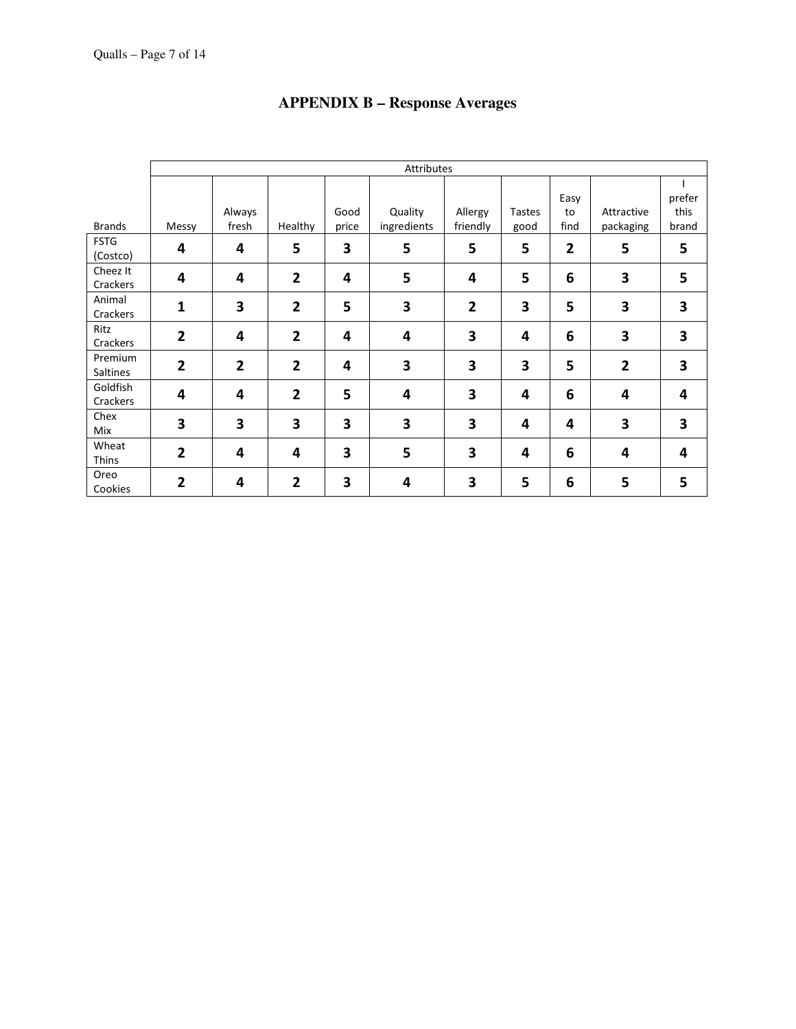# APPENDIX B – Response Averages

| | Attributes | | | | | | | | | |
|---|---|---|---|---|---|---|---|---|---|---|
| Brands | Messy | Always fresh | Healthy | Good price | Quality ingredients | Allergy friendly | Tastes good | Easy to find | Attractive packaging | I prefer this brand |
| FSTG (Costco) | **4** | **4** | **5** | **3** | **5** | **5** | **5** | **2** | **5** | **5** |
| Cheez It Crackers | **4** | **4** | **2** | **4** | **5** | **4** | **5** | **6** | **3** | **5** |
| Animal Crackers | **1** | **3** | **2** | **5** | **3** | **2** | **3** | **5** | **3** | **3** |
| Ritz Crackers | **2** | **4** | **2** | **4** | **4** | **3** | **4** | **6** | **3** | **3** |
| Premium Saltines | **2** | **2** | **2** | **4** | **3** | **3** | **3** | **5** | **2** | **3** |
| Goldfish Crackers | **4** | **4** | **2** | **5** | **4** | **3** | **4** | **6** | **4** | **4** |
| Chex Mix | **3** | **3** | **3** | **3** | **3** | **3** | **4** | **4** | **3** | **3** |
| Wheat Thins | **2** | **4** | **4** | **3** | **5** | **3** | **4** | **6** | **4** | **4** |
| Oreo Cookies | **2** | **4** | **2** | **3** | **4** | **3** | **5** | **6** | **5** | **5** |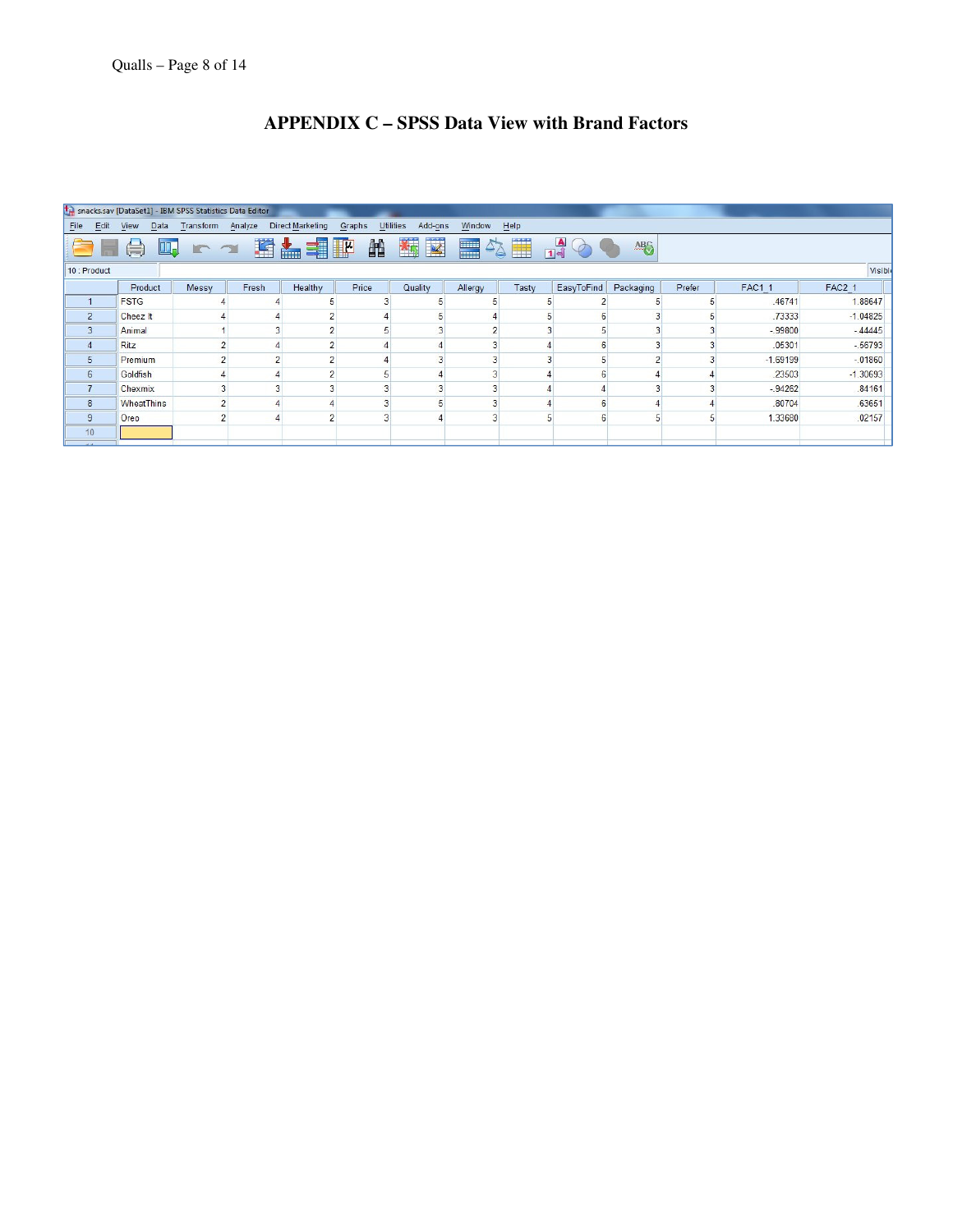## APPENDIX C – SPSS Data View with Brand Factors

snacks.sav [DataSet1] - IBM SPSS Statistics Data Editor

File Edit View Data Transform Analyze Direct Marketing Graphs Utilities Add-ons Window Help

10 : Product

| | Product | Messy | Fresh | Healthy | Price | Quality | Allergy | Tasty | EasyToFind | Packaging | Prefer | FAC1_1 | FAC2_1 |
|---|---|---|---|---|---|---|---|---|---|---|---|---|---|
| 1 | FSTG | 4 | 4 | 5 | 3 | 5 | 5 | 5 | 2 | 5 | 5 | .46741 | 1.88647 |
| 2 | Cheez It | 4 | 4 | 2 | 4 | 5 | 4 | 5 | 6 | 3 | 5 | .73333 | -1.04825 |
| 3 | Animal | 1 | 3 | 2 | 5 | 3 | 2 | 3 | 5 | 3 | 3 | -.99800 | -.44445 |
| 4 | Ritz | 2 | 4 | 2 | 4 | 4 | 3 | 4 | 6 | 3 | 3 | .05301 | -.56793 |
| 5 | Premium | 2 | 2 | 2 | 4 | 3 | 3 | 3 | 5 | 2 | 3 | -1.69199 | -.01860 |
| 6 | Goldfish | 4 | 4 | 2 | 5 | 4 | 3 | 4 | 6 | 4 | 4 | .23503 | -1.30693 |
| 7 | Chexmix | 3 | 3 | 3 | 3 | 3 | 3 | 4 | 4 | 3 | 3 | -.94262 | .84161 |
| 8 | WheatThins | 2 | 4 | 4 | 3 | 5 | 3 | 4 | 6 | 4 | 4 | .80704 | .63661 |
| 9 | Oreo | 2 | 4 | 2 | 3 | 4 | 3 | 5 | 6 | 5 | 5 | 1.33680 | .02157 |
| 10 | | | | | | | | | | | | | |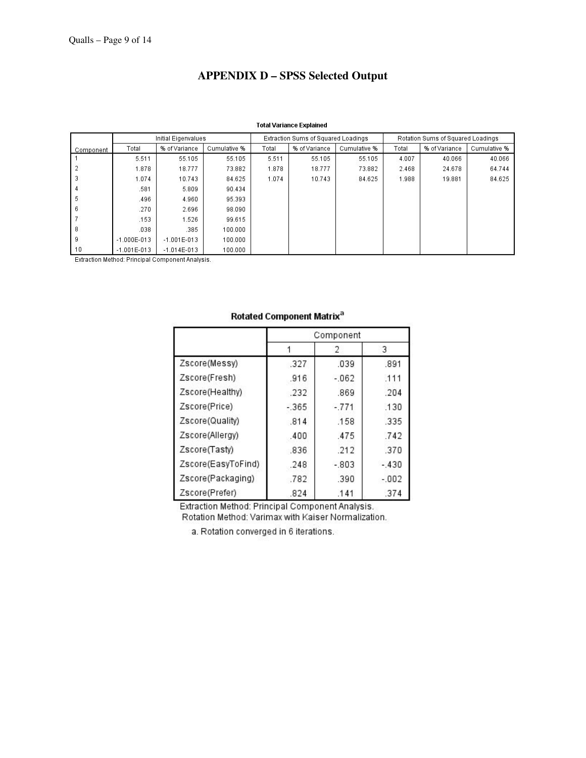## APPENDIX D – SPSS Selected Output

**Total Variance Explained**

| Component | Initial Eigenvalues | | | Extraction Sums of Squared Loadings | | | Rotation Sums of Squared Loadings | | |
|---|---|---|---|---|---|---|---|---|---|
| | Total | % of Variance | Cumulative % | Total | % of Variance | Cumulative % | Total | % of Variance | Cumulative % |
| 1 | 5.511 | 55.105 | 55.105 | 5.511 | 55.105 | 55.105 | 4.007 | 40.066 | 40.066 |
| 2 | 1.878 | 18.777 | 73.882 | 1.878 | 18.777 | 73.882 | 2.468 | 24.678 | 64.744 |
| 3 | 1.074 | 10.743 | 84.625 | 1.074 | 10.743 | 84.625 | 1.988 | 19.881 | 84.625 |
| 4 | .581 | 5.809 | 90.434 | | | | | | |
| 5 | .496 | 4.960 | 95.393 | | | | | | |
| 6 | .270 | 2.696 | 98.090 | | | | | | |
| 7 | .153 | 1.526 | 99.615 | | | | | | |
| 8 | .038 | .385 | 100.000 | | | | | | |
| 9 | -1.000E-013 | -1.001E-013 | 100.000 | | | | | | |
| 10 | -1.001E-013 | -1.014E-013 | 100.000 | | | | | | |

Extraction Method: Principal Component Analysis.

**Rotated Component Matrix[a]**

| | Component | | |
|---|---|---|---|
| | 1 | 2 | 3 |
| Zscore(Messy) | .327 | .039 | .891 |
| Zscore(Fresh) | .916 | -.062 | .111 |
| Zscore(Healthy) | .232 | .869 | .204 |
| Zscore(Price) | -.365 | -.771 | .130 |
| Zscore(Quality) | .814 | .158 | .335 |
| Zscore(Allergy) | .400 | .475 | .742 |
| Zscore(Tasty) | .836 | .212 | .370 |
| Zscore(EasyToFind) | .248 | -.803 | -.430 |
| Zscore(Packaging) | .782 | .390 | -.002 |
| Zscore(Prefer) | .824 | .141 | .374 |

Extraction Method: Principal Component Analysis.
Rotation Method: Varimax with Kaiser Normalization.

a. Rotation converged in 6 iterations.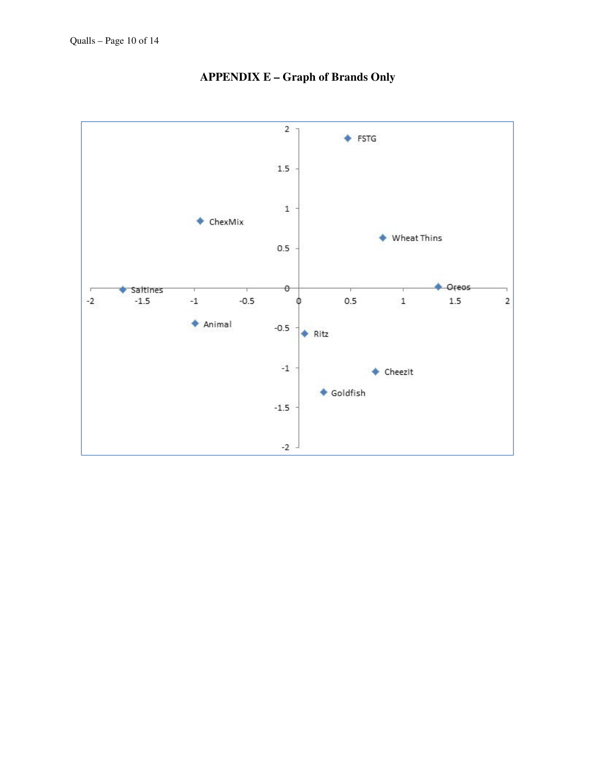**APPENDIX E – Graph of Brands Only**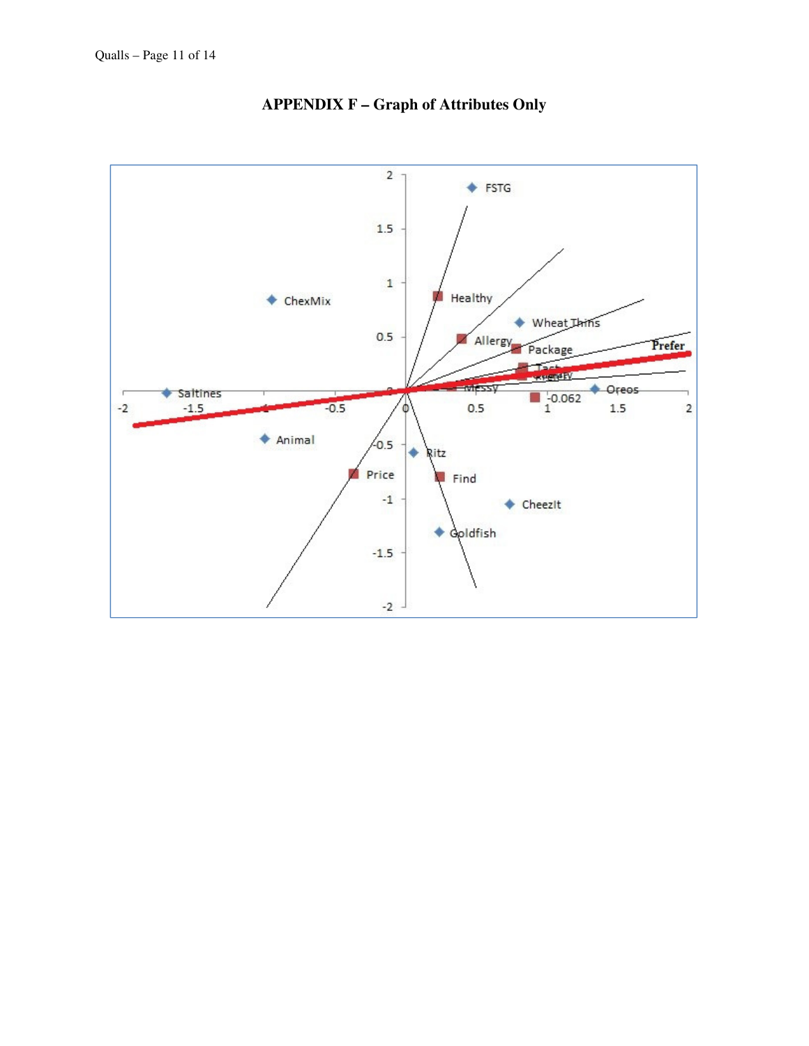## APPENDIX F – Graph of Attributes Only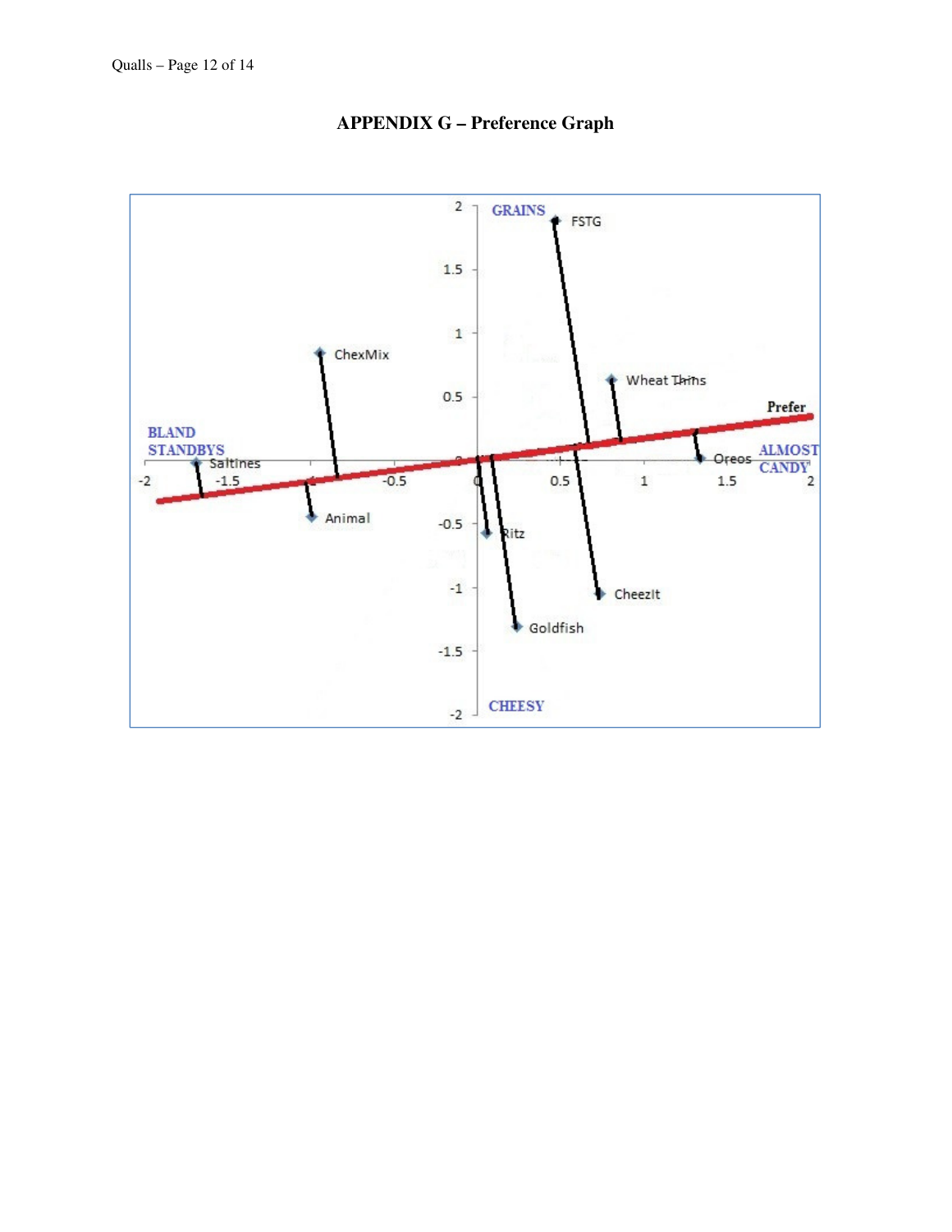## APPENDIX G – Preference Graph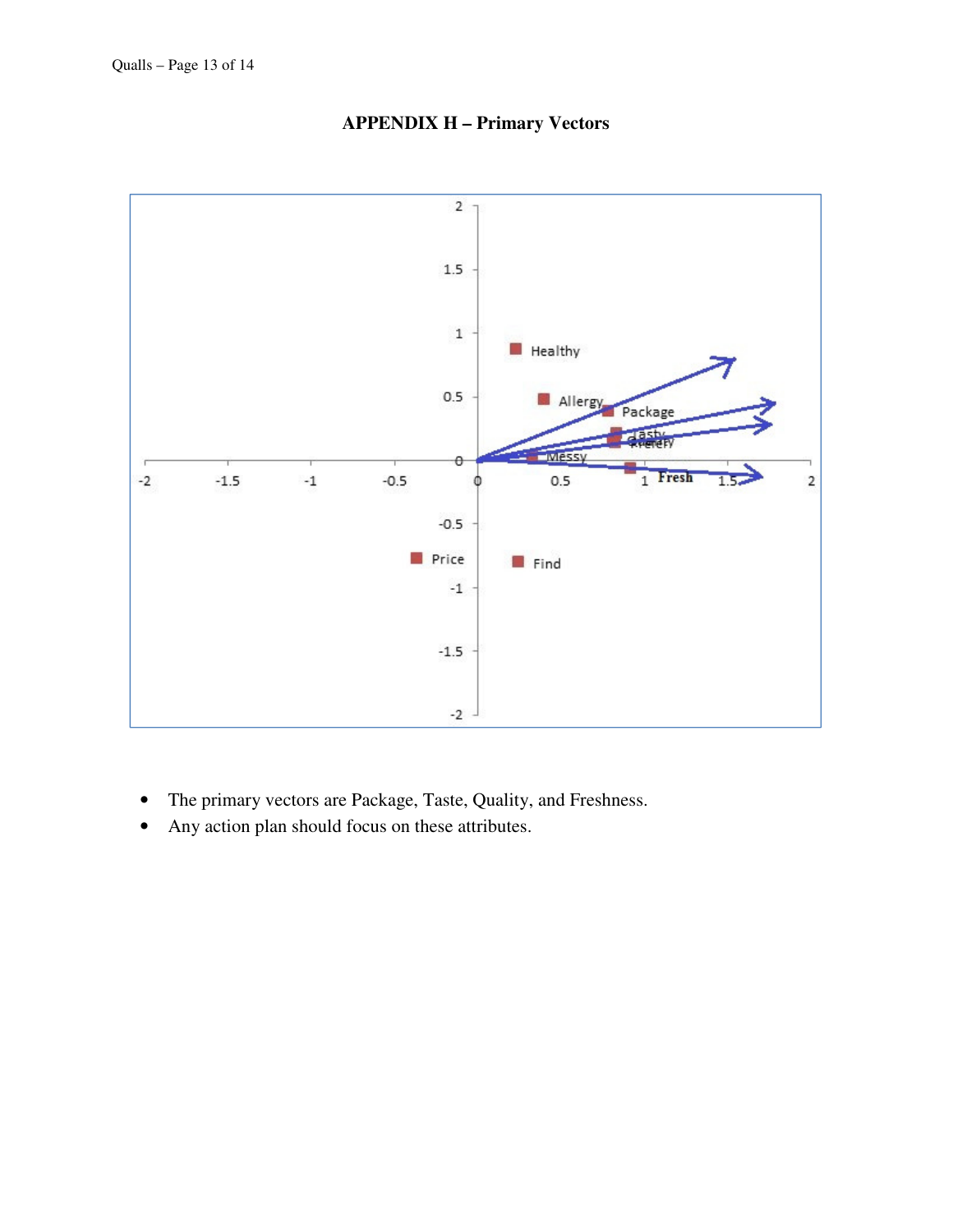# APPENDIX H – Primary Vectors

- The primary vectors are Package, Taste, Quality, and Freshness.
- Any action plan should focus on these attributes.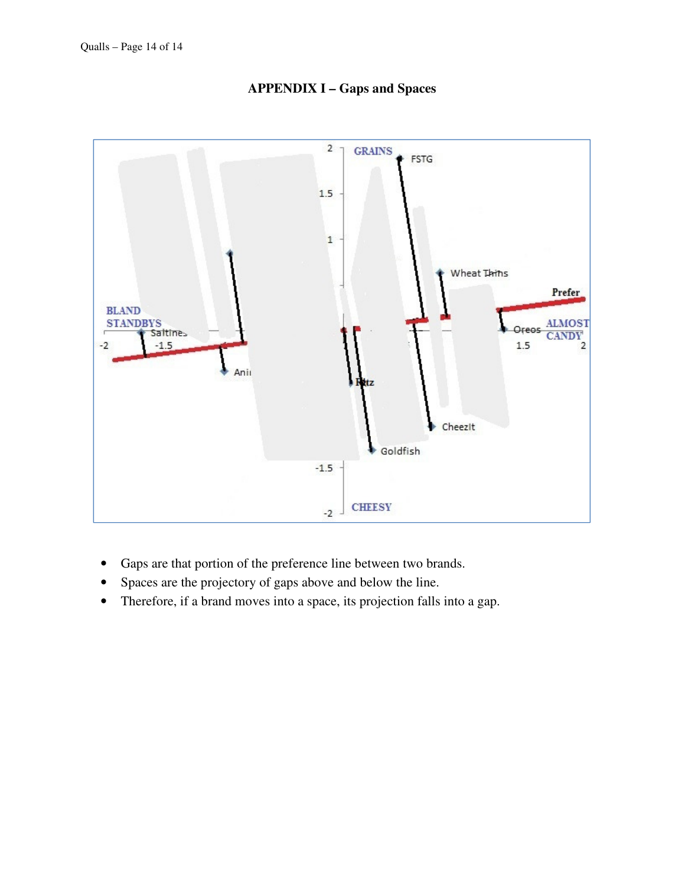## APPENDIX I – Gaps and Spaces

2
GRAINS
FSTG
1.5
1
Wheat Thins
Prefer
BLAND
STANDBYS
Saltines
Oreos
ALMOST
CANDY
-2
-1.5
1.5
2
Ani
Ritz
CheezIt
Goldfish
-1.5
-2
CHEESY

- Gaps are that portion of the preference line between two brands.
- Spaces are the projectory of gaps above and below the line.
- Therefore, if a brand moves into a space, its projection falls into a gap.